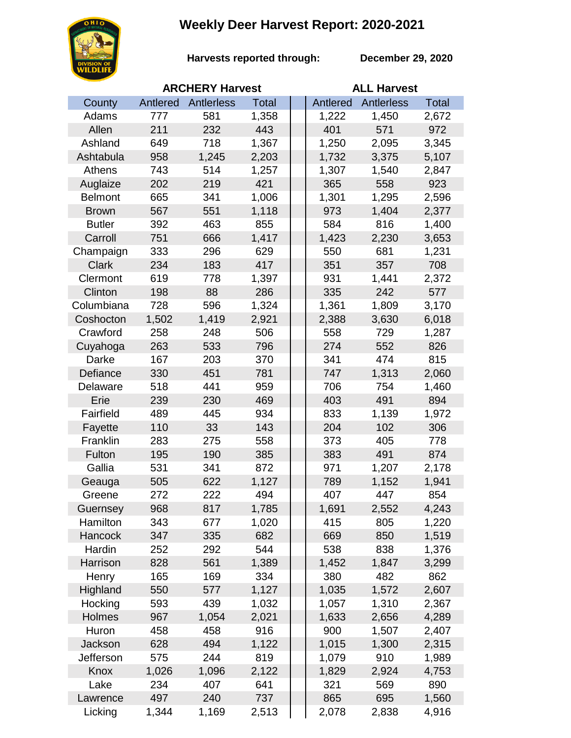# Weekly Deer Harvest Report: 2020-2021

**Harvests reported through:** **December 29, 2020**

| County | ARCHERY Harvest | | | ALL Harvest | | |
|---|---|---|---|---|---|---|
| | Antlered | Antlerless | Total | Antlered | Antlerless | Total |
| Adams | 777 | 581 | 1,358 | 1,222 | 1,450 | 2,672 |
| Allen | 211 | 232 | 443 | 401 | 571 | 972 |
| Ashland | 649 | 718 | 1,367 | 1,250 | 2,095 | 3,345 |
| Ashtabula | 958 | 1,245 | 2,203 | 1,732 | 3,375 | 5,107 |
| Athens | 743 | 514 | 1,257 | 1,307 | 1,540 | 2,847 |
| Auglaize | 202 | 219 | 421 | 365 | 558 | 923 |
| Belmont | 665 | 341 | 1,006 | 1,301 | 1,295 | 2,596 |
| Brown | 567 | 551 | 1,118 | 973 | 1,404 | 2,377 |
| Butler | 392 | 463 | 855 | 584 | 816 | 1,400 |
| Carroll | 751 | 666 | 1,417 | 1,423 | 2,230 | 3,653 |
| Champaign | 333 | 296 | 629 | 550 | 681 | 1,231 |
| Clark | 234 | 183 | 417 | 351 | 357 | 708 |
| Clermont | 619 | 778 | 1,397 | 931 | 1,441 | 2,372 |
| Clinton | 198 | 88 | 286 | 335 | 242 | 577 |
| Columbiana | 728 | 596 | 1,324 | 1,361 | 1,809 | 3,170 |
| Coshocton | 1,502 | 1,419 | 2,921 | 2,388 | 3,630 | 6,018 |
| Crawford | 258 | 248 | 506 | 558 | 729 | 1,287 |
| Cuyahoga | 263 | 533 | 796 | 274 | 552 | 826 |
| Darke | 167 | 203 | 370 | 341 | 474 | 815 |
| Defiance | 330 | 451 | 781 | 747 | 1,313 | 2,060 |
| Delaware | 518 | 441 | 959 | 706 | 754 | 1,460 |
| Erie | 239 | 230 | 469 | 403 | 491 | 894 |
| Fairfield | 489 | 445 | 934 | 833 | 1,139 | 1,972 |
| Fayette | 110 | 33 | 143 | 204 | 102 | 306 |
| Franklin | 283 | 275 | 558 | 373 | 405 | 778 |
| Fulton | 195 | 190 | 385 | 383 | 491 | 874 |
| Gallia | 531 | 341 | 872 | 971 | 1,207 | 2,178 |
| Geauga | 505 | 622 | 1,127 | 789 | 1,152 | 1,941 |
| Greene | 272 | 222 | 494 | 407 | 447 | 854 |
| Guernsey | 968 | 817 | 1,785 | 1,691 | 2,552 | 4,243 |
| Hamilton | 343 | 677 | 1,020 | 415 | 805 | 1,220 |
| Hancock | 347 | 335 | 682 | 669 | 850 | 1,519 |
| Hardin | 252 | 292 | 544 | 538 | 838 | 1,376 |
| Harrison | 828 | 561 | 1,389 | 1,452 | 1,847 | 3,299 |
| Henry | 165 | 169 | 334 | 380 | 482 | 862 |
| Highland | 550 | 577 | 1,127 | 1,035 | 1,572 | 2,607 |
| Hocking | 593 | 439 | 1,032 | 1,057 | 1,310 | 2,367 |
| Holmes | 967 | 1,054 | 2,021 | 1,633 | 2,656 | 4,289 |
| Huron | 458 | 458 | 916 | 900 | 1,507 | 2,407 |
| Jackson | 628 | 494 | 1,122 | 1,015 | 1,300 | 2,315 |
| Jefferson | 575 | 244 | 819 | 1,079 | 910 | 1,989 |
| Knox | 1,026 | 1,096 | 2,122 | 1,829 | 2,924 | 4,753 |
| Lake | 234 | 407 | 641 | 321 | 569 | 890 |
| Lawrence | 497 | 240 | 737 | 865 | 695 | 1,560 |
| Licking | 1,344 | 1,169 | 2,513 | 2,078 | 2,838 | 4,916 |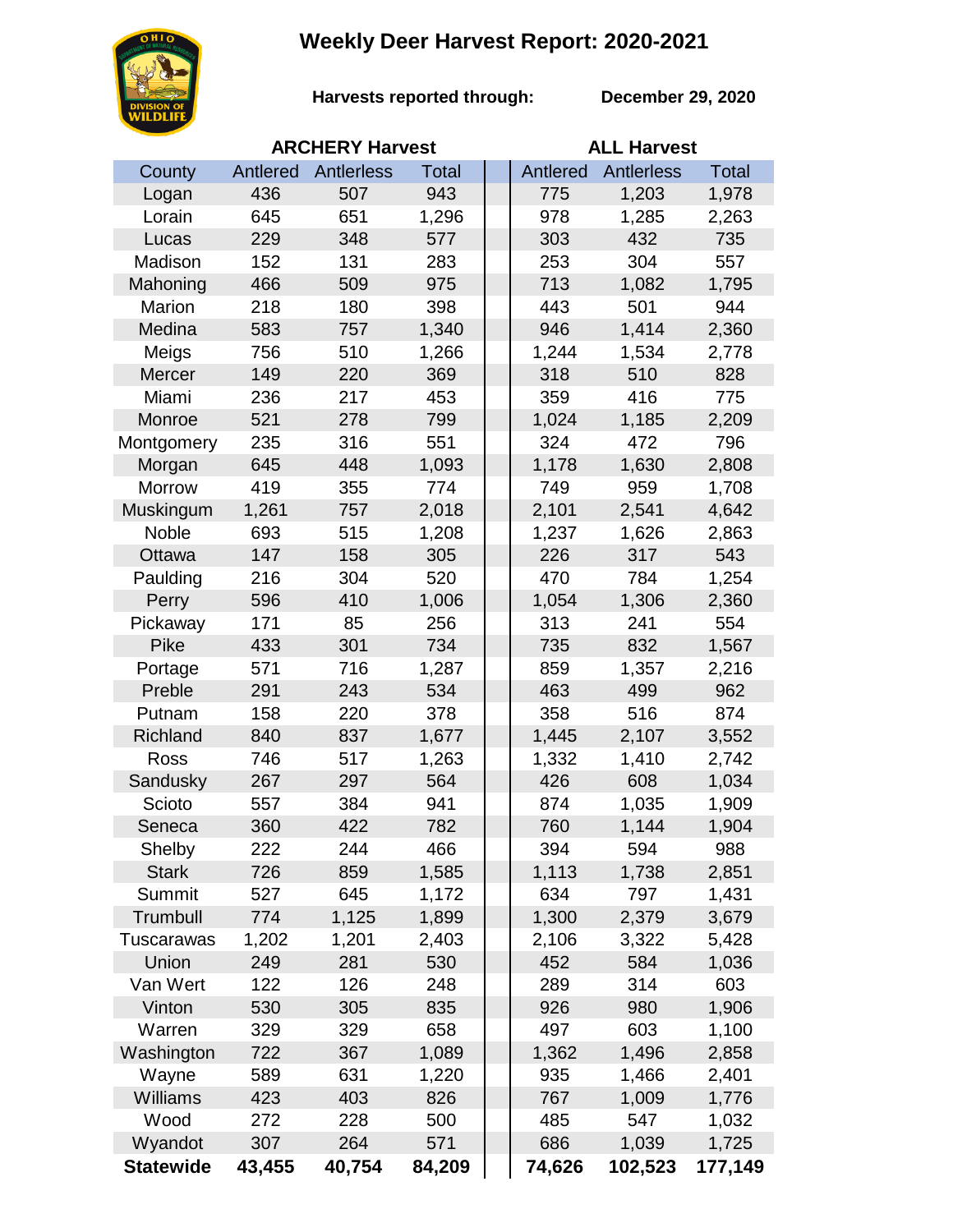# Weekly Deer Harvest Report: 2020-2021

**Harvests reported through:** **December 29, 2020**

| | ARCHERY Harvest | | | ALL Harvest | | |
|---|---|---|---|---|---|---|
| County | Antlered | Antlerless | Total | Antlered | Antlerless | Total |
| Logan | 436 | 507 | 943 | 775 | 1,203 | 1,978 |
| Lorain | 645 | 651 | 1,296 | 978 | 1,285 | 2,263 |
| Lucas | 229 | 348 | 577 | 303 | 432 | 735 |
| Madison | 152 | 131 | 283 | 253 | 304 | 557 |
| Mahoning | 466 | 509 | 975 | 713 | 1,082 | 1,795 |
| Marion | 218 | 180 | 398 | 443 | 501 | 944 |
| Medina | 583 | 757 | 1,340 | 946 | 1,414 | 2,360 |
| Meigs | 756 | 510 | 1,266 | 1,244 | 1,534 | 2,778 |
| Mercer | 149 | 220 | 369 | 318 | 510 | 828 |
| Miami | 236 | 217 | 453 | 359 | 416 | 775 |
| Monroe | 521 | 278 | 799 | 1,024 | 1,185 | 2,209 |
| Montgomery | 235 | 316 | 551 | 324 | 472 | 796 |
| Morgan | 645 | 448 | 1,093 | 1,178 | 1,630 | 2,808 |
| Morrow | 419 | 355 | 774 | 749 | 959 | 1,708 |
| Muskingum | 1,261 | 757 | 2,018 | 2,101 | 2,541 | 4,642 |
| Noble | 693 | 515 | 1,208 | 1,237 | 1,626 | 2,863 |
| Ottawa | 147 | 158 | 305 | 226 | 317 | 543 |
| Paulding | 216 | 304 | 520 | 470 | 784 | 1,254 |
| Perry | 596 | 410 | 1,006 | 1,054 | 1,306 | 2,360 |
| Pickaway | 171 | 85 | 256 | 313 | 241 | 554 |
| Pike | 433 | 301 | 734 | 735 | 832 | 1,567 |
| Portage | 571 | 716 | 1,287 | 859 | 1,357 | 2,216 |
| Preble | 291 | 243 | 534 | 463 | 499 | 962 |
| Putnam | 158 | 220 | 378 | 358 | 516 | 874 |
| Richland | 840 | 837 | 1,677 | 1,445 | 2,107 | 3,552 |
| Ross | 746 | 517 | 1,263 | 1,332 | 1,410 | 2,742 |
| Sandusky | 267 | 297 | 564 | 426 | 608 | 1,034 |
| Scioto | 557 | 384 | 941 | 874 | 1,035 | 1,909 |
| Seneca | 360 | 422 | 782 | 760 | 1,144 | 1,904 |
| Shelby | 222 | 244 | 466 | 394 | 594 | 988 |
| Stark | 726 | 859 | 1,585 | 1,113 | 1,738 | 2,851 |
| Summit | 527 | 645 | 1,172 | 634 | 797 | 1,431 |
| Trumbull | 774 | 1,125 | 1,899 | 1,300 | 2,379 | 3,679 |
| Tuscarawas | 1,202 | 1,201 | 2,403 | 2,106 | 3,322 | 5,428 |
| Union | 249 | 281 | 530 | 452 | 584 | 1,036 |
| Van Wert | 122 | 126 | 248 | 289 | 314 | 603 |
| Vinton | 530 | 305 | 835 | 926 | 980 | 1,906 |
| Warren | 329 | 329 | 658 | 497 | 603 | 1,100 |
| Washington | 722 | 367 | 1,089 | 1,362 | 1,496 | 2,858 |
| Wayne | 589 | 631 | 1,220 | 935 | 1,466 | 2,401 |
| Williams | 423 | 403 | 826 | 767 | 1,009 | 1,776 |
| Wood | 272 | 228 | 500 | 485 | 547 | 1,032 |
| Wyandot | 307 | 264 | 571 | 686 | 1,039 | 1,725 |
| **Statewide** | **43,455** | **40,754** | **84,209** | **74,626** | **102,523** | **177,149** |